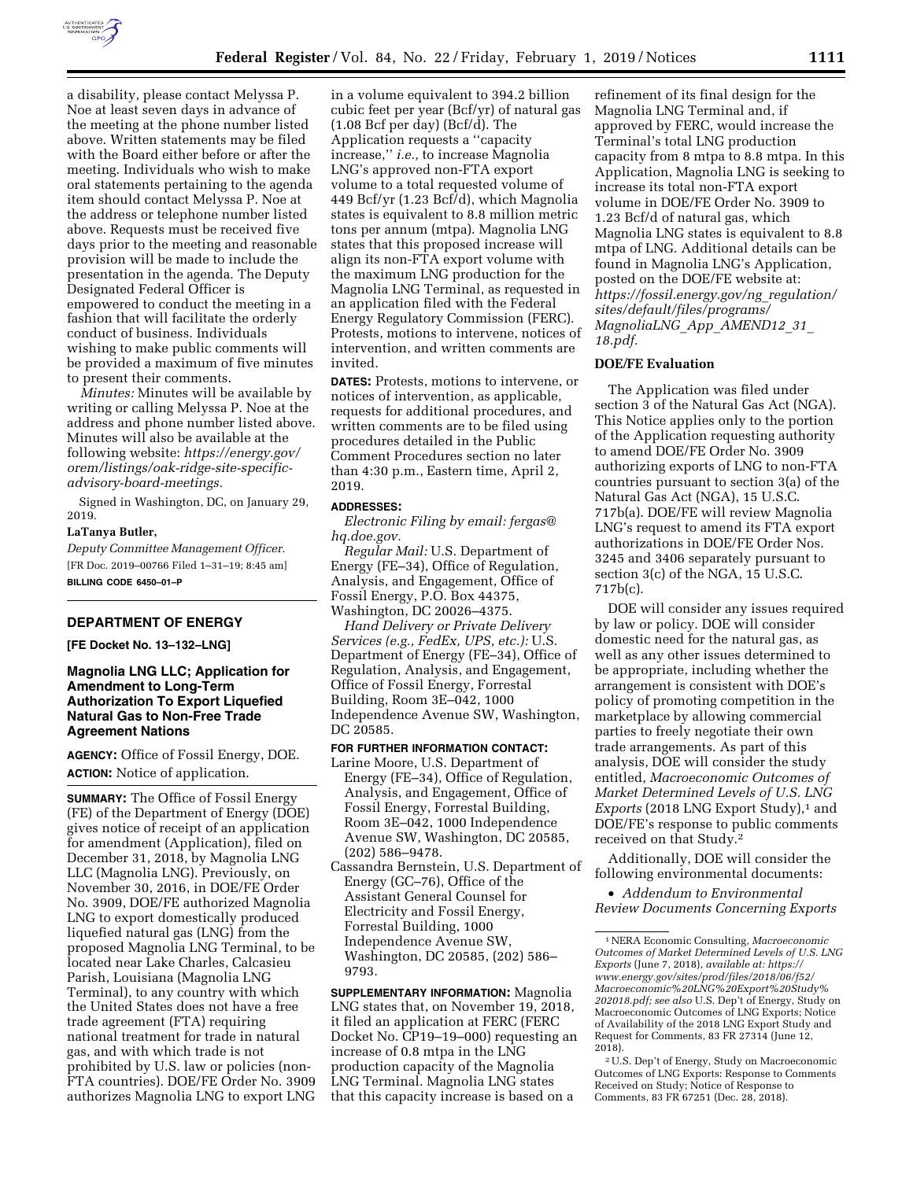a disability, please contact Melyssa P. Noe at least seven days in advance of the meeting at the phone number listed above. Written statements may be filed with the Board either before or after the meeting. Individuals who wish to make oral statements pertaining to the agenda item should contact Melyssa P. Noe at the address or telephone number listed above. Requests must be received five days prior to the meeting and reasonable provision will be made to include the presentation in the agenda. The Deputy Designated Federal Officer is empowered to conduct the meeting in a fashion that will facilitate the orderly conduct of business. Individuals wishing to make public comments will be provided a maximum of five minutes to present their comments.

*Minutes:* Minutes will be available by writing or calling Melyssa P. Noe at the address and phone number listed above. Minutes will also be available at the following website: *https://energy.gov/orem/listings/oak-ridge-site-specific-advisory-board-meetings.*

Signed in Washington, DC, on January 29, 2019.

**LaTanya Butler,**

*Deputy Committee Management Officer.*

[FR Doc. 2019–00766 Filed 1–31–19; 8:45 am]

**BILLING CODE 6450–01–P**

## DEPARTMENT OF ENERGY

**[FE Docket No. 13–132–LNG]**

### Magnolia LNG LLC; Application for Amendment to Long-Term Authorization To Export Liquefied Natural Gas to Non-Free Trade Agreement Nations

**AGENCY:** Office of Fossil Energy, DOE.

**ACTION:** Notice of application.

**SUMMARY:** The Office of Fossil Energy (FE) of the Department of Energy (DOE) gives notice of receipt of an application for amendment (Application), filed on December 31, 2018, by Magnolia LNG LLC (Magnolia LNG). Previously, on November 30, 2016, in DOE/FE Order No. 3909, DOE/FE authorized Magnolia LNG to export domestically produced liquefied natural gas (LNG) from the proposed Magnolia LNG Terminal, to be located near Lake Charles, Calcasieu Parish, Louisiana (Magnolia LNG Terminal), to any country with which the United States does not have a free trade agreement (FTA) requiring national treatment for trade in natural gas, and with which trade is not prohibited by U.S. law or policies (non-FTA countries). DOE/FE Order No. 3909 authorizes Magnolia LNG to export LNG in a volume equivalent to 394.2 billion cubic feet per year (Bcf/yr) of natural gas (1.08 Bcf per day) (Bcf/d). The Application requests a ''capacity increase,'' *i.e.,* to increase Magnolia LNG's approved non-FTA export volume to a total requested volume of 449 Bcf/yr (1.23 Bcf/d), which Magnolia states is equivalent to 8.8 million metric tons per annum (mtpa). Magnolia LNG states that this proposed increase will align its non-FTA export volume with the maximum LNG production for the Magnolia LNG Terminal, as requested in an application filed with the Federal Energy Regulatory Commission (FERC). Protests, motions to intervene, notices of intervention, and written comments are invited.

**DATES:** Protests, motions to intervene, or notices of intervention, as applicable, requests for additional procedures, and written comments are to be filed using procedures detailed in the Public Comment Procedures section no later than 4:30 p.m., Eastern time, April 2, 2019.

**ADDRESSES:**

*Electronic Filing by email: fergas@hq.doe.gov.*

*Regular Mail:* U.S. Department of Energy (FE–34), Office of Regulation, Analysis, and Engagement, Office of Fossil Energy, P.O. Box 44375, Washington, DC 20026–4375.

*Hand Delivery or Private Delivery Services (e.g., FedEx, UPS, etc.):* U.S. Department of Energy (FE–34), Office of Regulation, Analysis, and Engagement, Office of Fossil Energy, Forrestal Building, Room 3E–042, 1000 Independence Avenue SW, Washington, DC 20585.

**FOR FURTHER INFORMATION CONTACT:**

Larine Moore, U.S. Department of Energy (FE–34), Office of Regulation, Analysis, and Engagement, Office of Fossil Energy, Forrestal Building, Room 3E–042, 1000 Independence Avenue SW, Washington, DC 20585, (202) 586–9478.

Cassandra Bernstein, U.S. Department of Energy (GC–76), Office of the Assistant General Counsel for Electricity and Fossil Energy, Forrestal Building, 1000 Independence Avenue SW, Washington, DC 20585, (202) 586–9793.

**SUPPLEMENTARY INFORMATION:** Magnolia LNG states that, on November 19, 2018, it filed an application at FERC (FERC Docket No. CP19–19–000) requesting an increase of 0.8 mtpa in the LNG production capacity of the Magnolia LNG Terminal. Magnolia LNG states that this capacity increase is based on a refinement of its final design for the Magnolia LNG Terminal and, if approved by FERC, would increase the Terminal's total LNG production capacity from 8 mtpa to 8.8 mtpa. In this Application, Magnolia LNG is seeking to increase its total non-FTA export volume in DOE/FE Order No. 3909 to 1.23 Bcf/d of natural gas, which Magnolia LNG states is equivalent to 8.8 mtpa of LNG. Additional details can be found in Magnolia LNG's Application, posted on the DOE/FE website at: *https://fossil.energy.gov/ng_regulation/sites/default/files/programs/MagnoliaLNG_App_AMEND12_31_18.pdf.*

#### DOE/FE Evaluation

The Application was filed under section 3 of the Natural Gas Act (NGA). This Notice applies only to the portion of the Application requesting authority to amend DOE/FE Order No. 3909 authorizing exports of LNG to non-FTA countries pursuant to section 3(a) of the Natural Gas Act (NGA), 15 U.S.C. 717b(a). DOE/FE will review Magnolia LNG's request to amend its FTA export authorizations in DOE/FE Order Nos. 3245 and 3406 separately pursuant to section 3(c) of the NGA, 15 U.S.C. 717b(c).

DOE will consider any issues required by law or policy. DOE will consider domestic need for the natural gas, as well as any other issues determined to be appropriate, including whether the arrangement is consistent with DOE's policy of promoting competition in the marketplace by allowing commercial parties to freely negotiate their own trade arrangements. As part of this analysis, DOE will consider the study entitled, *Macroeconomic Outcomes of Market Determined Levels of U.S. LNG Exports* (2018 LNG Export Study),[1] and DOE/FE's response to public comments received on that Study.[2]

Additionally, DOE will consider the following environmental documents:

- *Addendum to Environmental Review Documents Concerning Exports*

[1] NERA Economic Consulting, *Macroeconomic Outcomes of Market Determined Levels of U.S. LNG Exports* (June 7, 2018), *available at: https://www.energy.gov/sites/prod/files/2018/06/f52/Macroeconomic%20LNG%20Export%20Study%202018.pdf; see also* U.S. Dep't of Energy, Study on Macroeconomic Outcomes of LNG Exports; Notice of Availability of the 2018 LNG Export Study and Request for Comments, 83 FR 27314 (June 12, 2018).

[2] U.S. Dep't of Energy, Study on Macroeconomic Outcomes of LNG Exports: Response to Comments Received on Study; Notice of Response to Comments, 83 FR 67251 (Dec. 28, 2018).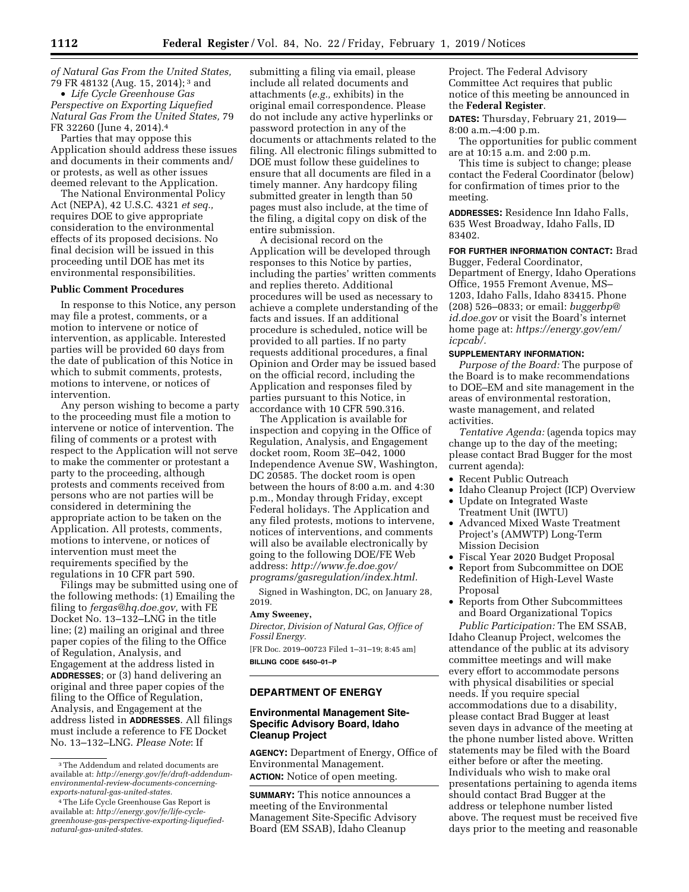*of Natural Gas From the United States,* 79 FR 48132 (Aug. 15, 2014); [3] and

- *Life Cycle Greenhouse Gas Perspective on Exporting Liquefied Natural Gas From the United States,* 79 FR 32260 (June 4, 2014).[4]

Parties that may oppose this Application should address these issues and documents in their comments and/or protests, as well as other issues deemed relevant to the Application.

The National Environmental Policy Act (NEPA), 42 U.S.C. 4321 *et seq.,* requires DOE to give appropriate consideration to the environmental effects of its proposed decisions. No final decision will be issued in this proceeding until DOE has met its environmental responsibilities.

**Public Comment Procedures**

In response to this Notice, any person may file a protest, comments, or a motion to intervene or notice of intervention, as applicable. Interested parties will be provided 60 days from the date of publication of this Notice in which to submit comments, protests, motions to intervene, or notices of intervention.

Any person wishing to become a party to the proceeding must file a motion to intervene or notice of intervention. The filing of comments or a protest with respect to the Application will not serve to make the commenter or protestant a party to the proceeding, although protests and comments received from persons who are not parties will be considered in determining the appropriate action to be taken on the Application. All protests, comments, motions to intervene, or notices of intervention must meet the requirements specified by the regulations in 10 CFR part 590.

Filings may be submitted using one of the following methods: (1) Emailing the filing to *fergas@hq.doe.gov,* with FE Docket No. 13–132–LNG in the title line; (2) mailing an original and three paper copies of the filing to the Office of Regulation, Analysis, and Engagement at the address listed in **ADDRESSES**; or (3) hand delivering an original and three paper copies of the filing to the Office of Regulation, Analysis, and Engagement at the address listed in **ADDRESSES**. All filings must include a reference to FE Docket No. 13–132–LNG. *Please Note*: If submitting a filing via email, please include all related documents and attachments (*e.g.,* exhibits) in the original email correspondence. Please do not include any active hyperlinks or password protection in any of the documents or attachments related to the filing. All electronic filings submitted to DOE must follow these guidelines to ensure that all documents are filed in a timely manner. Any hardcopy filing submitted greater in length than 50 pages must also include, at the time of the filing, a digital copy on disk of the entire submission.

A decisional record on the Application will be developed through responses to this Notice by parties, including the parties' written comments and replies thereto. Additional procedures will be used as necessary to achieve a complete understanding of the facts and issues. If an additional procedure is scheduled, notice will be provided to all parties. If no party requests additional procedures, a final Opinion and Order may be issued based on the official record, including the Application and responses filed by parties pursuant to this Notice, in accordance with 10 CFR 590.316.

The Application is available for inspection and copying in the Office of Regulation, Analysis, and Engagement docket room, Room 3E–042, 1000 Independence Avenue SW, Washington, DC 20585. The docket room is open between the hours of 8:00 a.m. and 4:30 p.m., Monday through Friday, except Federal holidays. The Application and any filed protests, motions to intervene, notices of interventions, and comments will also be available electronically by going to the following DOE/FE Web address: *http://www.fe.doe.gov/programs/gasregulation/index.html.*

Signed in Washington, DC, on January 28, 2019.

**Amy Sweeney,**

*Director, Division of Natural Gas, Office of Fossil Energy.*

[FR Doc. 2019–00723 Filed 1–31–19; 8:45 am]

**BILLING CODE 6450–01–P**

---

[3] The Addendum and related documents are available at: *http://energy.gov/fe/draft-addendum-environmental-review-documents-concerning-exports-natural-gas-united-states.*

[4] The Life Cycle Greenhouse Gas Report is available at: *http://energy.gov/fe/life-cycle-greenhouse-gas-perspective-exporting-liquefied-natural-gas-united-states.*

---

## DEPARTMENT OF ENERGY

### Environmental Management Site-Specific Advisory Board, Idaho Cleanup Project

**AGENCY:** Department of Energy, Office of Environmental Management.

**ACTION:** Notice of open meeting.

**SUMMARY:** This notice announces a meeting of the Environmental Management Site-Specific Advisory Board (EM SSAB), Idaho Cleanup Project. The Federal Advisory Committee Act requires that public notice of this meeting be announced in the **Federal Register**.

**DATES:** Thursday, February 21, 2019—8:00 a.m.–4:00 p.m.

The opportunities for public comment are at 10:15 a.m. and 2:00 p.m.

This time is subject to change; please contact the Federal Coordinator (below) for confirmation of times prior to the meeting.

**ADDRESSES:** Residence Inn Idaho Falls, 635 West Broadway, Idaho Falls, ID 83402.

**FOR FURTHER INFORMATION CONTACT:** Brad Bugger, Federal Coordinator, Department of Energy, Idaho Operations Office, 1955 Fremont Avenue, MS–1203, Idaho Falls, Idaho 83415. Phone (208) 526–0833; or email: *buggerbp@id.doe.gov* or visit the Board's internet home page at: *https://energy.gov/em/icpcab/.*

**SUPPLEMENTARY INFORMATION:**

*Purpose of the Board:* The purpose of the Board is to make recommendations to DOE–EM and site management in the areas of environmental restoration, waste management, and related activities.

*Tentative Agenda:* (agenda topics may change up to the day of the meeting; please contact Brad Bugger for the most current agenda):

- Recent Public Outreach
- Idaho Cleanup Project (ICP) Overview
- Update on Integrated Waste Treatment Unit (IWTU)
- Advanced Mixed Waste Treatment Project's (AMWTP) Long-Term Mission Decision
- Fiscal Year 2020 Budget Proposal
- Report from Subcommittee on DOE Redefinition of High-Level Waste Proposal
- Reports from Other Subcommittees and Board Organizational Topics

*Public Participation:* The EM SSAB, Idaho Cleanup Project, welcomes the attendance of the public at its advisory committee meetings and will make every effort to accommodate persons with physical disabilities or special needs. If you require special accommodations due to a disability, please contact Brad Bugger at least seven days in advance of the meeting at the phone number listed above. Written statements may be filed with the Board either before or after the meeting. Individuals who wish to make oral presentations pertaining to agenda items should contact Brad Bugger at the address or telephone number listed above. The request must be received five days prior to the meeting and reasonable